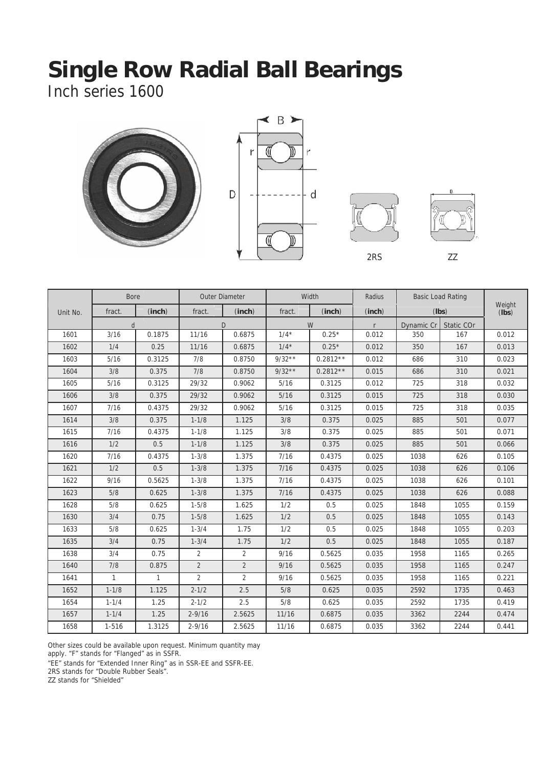# Single Row Radial Ball Bearings

Inch series 1600

| Unit No. | Bore | | Outer Diameter | | Width | | Radius | Basic Load Rating | | Weight (**lbs**) |
|---|---|---|---|---|---|---|---|---|---|---|
| | fract. | (**inch**) | fract. | (**inch**) | fract. | (**inch**) | (**inch**) | (**lbs**) | | |
| | d | | D | | W | | r | Dynamic Cr | Static COr | |
| 1601 | 3/16 | 0.1875 | 11/16 | 0.6875 | 1/4* | 0.25* | 0.012 | 350 | 167 | 0.012 |
| 1602 | 1/4 | 0.25 | 11/16 | 0.6875 | 1/4* | 0.25* | 0.012 | 350 | 167 | 0.013 |
| 1603 | 5/16 | 0.3125 | 7/8 | 0.8750 | 9/32** | 0.2812** | 0.012 | 686 | 310 | 0.023 |
| 1604 | 3/8 | 0.375 | 7/8 | 0.8750 | 9/32** | 0.2812** | 0.015 | 686 | 310 | 0.021 |
| 1605 | 5/16 | 0.3125 | 29/32 | 0.9062 | 5/16 | 0.3125 | 0.012 | 725 | 318 | 0.032 |
| 1606 | 3/8 | 0.375 | 29/32 | 0.9062 | 5/16 | 0.3125 | 0.015 | 725 | 318 | 0.030 |
| 1607 | 7/16 | 0.4375 | 29/32 | 0.9062 | 5/16 | 0.3125 | 0.015 | 725 | 318 | 0.035 |
| 1614 | 3/8 | 0.375 | 1-1/8 | 1.125 | 3/8 | 0.375 | 0.025 | 885 | 501 | 0.077 |
| 1615 | 7/16 | 0.4375 | 1-1/8 | 1.125 | 3/8 | 0.375 | 0.025 | 885 | 501 | 0.071 |
| 1616 | 1/2 | 0.5 | 1-1/8 | 1.125 | 3/8 | 0.375 | 0.025 | 885 | 501 | 0.066 |
| 1620 | 7/16 | 0.4375 | 1-3/8 | 1.375 | 7/16 | 0.4375 | 0.025 | 1038 | 626 | 0.105 |
| 1621 | 1/2 | 0.5 | 1-3/8 | 1.375 | 7/16 | 0.4375 | 0.025 | 1038 | 626 | 0.106 |
| 1622 | 9/16 | 0.5625 | 1-3/8 | 1.375 | 7/16 | 0.4375 | 0.025 | 1038 | 626 | 0.101 |
| 1623 | 5/8 | 0.625 | 1-3/8 | 1.375 | 7/16 | 0.4375 | 0.025 | 1038 | 626 | 0.088 |
| 1628 | 5/8 | 0.625 | 1-5/8 | 1.625 | 1/2 | 0.5 | 0.025 | 1848 | 1055 | 0.159 |
| 1630 | 3/4 | 0.75 | 1-5/8 | 1.625 | 1/2 | 0.5 | 0.025 | 1848 | 1055 | 0.143 |
| 1633 | 5/8 | 0.625 | 1-3/4 | 1.75 | 1/2 | 0.5 | 0.025 | 1848 | 1055 | 0.203 |
| 1635 | 3/4 | 0.75 | 1-3/4 | 1.75 | 1/2 | 0.5 | 0.025 | 1848 | 1055 | 0.187 |
| 1638 | 3/4 | 0.75 | 2 | 2 | 9/16 | 0.5625 | 0.035 | 1958 | 1165 | 0.265 |
| 1640 | 7/8 | 0.875 | 2 | 2 | 9/16 | 0.5625 | 0.035 | 1958 | 1165 | 0.247 |
| 1641 | 1 | 1 | 2 | 2 | 9/16 | 0.5625 | 0.035 | 1958 | 1165 | 0.221 |
| 1652 | 1-1/8 | 1.125 | 2-1/2 | 2.5 | 5/8 | 0.625 | 0.035 | 2592 | 1735 | 0.463 |
| 1654 | 1-1/4 | 1.25 | 2-1/2 | 2.5 | 5/8 | 0.625 | 0.035 | 2592 | 1735 | 0.419 |
| 1657 | 1-1/4 | 1.25 | 2-9/16 | 2.5625 | 11/16 | 0.6875 | 0.035 | 3362 | 2244 | 0.474 |
| 1658 | 1-516 | 1.3125 | 2-9/16 | 2.5625 | 11/16 | 0.6875 | 0.035 | 3362 | 2244 | 0.441 |

Other sizes could be available upon request. Minimum quantity may apply. "F" stands for "Flanged" as in SSFR.

"EE" stands for "Extended Inner Ring" as in SSR-EE and SSFR-EE.

2RS stands for "Double Rubber Seals".

ZZ stands for "Shielded"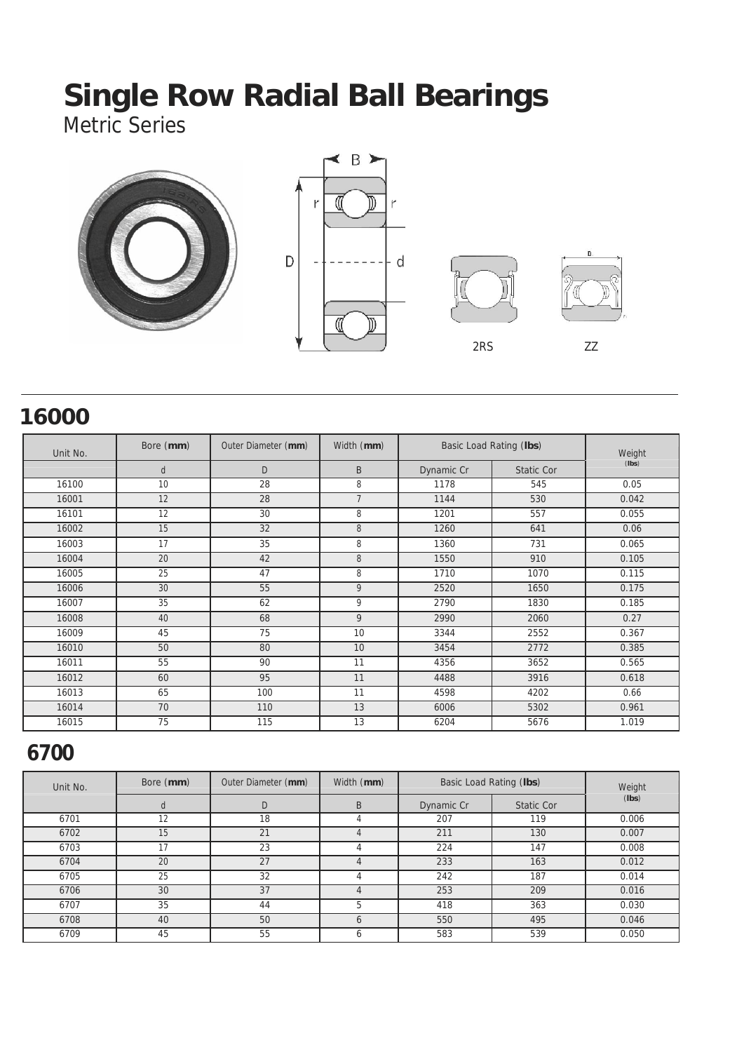# Single Row Radial Ball Bearings

Metric Series

B

r r

D d

2RS ZZ

## 16000

| Unit No. | Bore (**mm**) | Outer Diameter (**mm**) | Width (**mm**) | Basic Load Rating (**lbs**) | | Weight (**lbs**) |
|---|---|---|---|---|---|---|
| | d | D | B | Dynamic Cr | Static Cor | |
| 16100 | 10 | 28 | 8 | 1178 | 545 | 0.05 |
| 16001 | 12 | 28 | 7 | 1144 | 530 | 0.042 |
| 16101 | 12 | 30 | 8 | 1201 | 557 | 0.055 |
| 16002 | 15 | 32 | 8 | 1260 | 641 | 0.06 |
| 16003 | 17 | 35 | 8 | 1360 | 731 | 0.065 |
| 16004 | 20 | 42 | 8 | 1550 | 910 | 0.105 |
| 16005 | 25 | 47 | 8 | 1710 | 1070 | 0.115 |
| 16006 | 30 | 55 | 9 | 2520 | 1650 | 0.175 |
| 16007 | 35 | 62 | 9 | 2790 | 1830 | 0.185 |
| 16008 | 40 | 68 | 9 | 2990 | 2060 | 0.27 |
| 16009 | 45 | 75 | 10 | 3344 | 2552 | 0.367 |
| 16010 | 50 | 80 | 10 | 3454 | 2772 | 0.385 |
| 16011 | 55 | 90 | 11 | 4356 | 3652 | 0.565 |
| 16012 | 60 | 95 | 11 | 4488 | 3916 | 0.618 |
| 16013 | 65 | 100 | 11 | 4598 | 4202 | 0.66 |
| 16014 | 70 | 110 | 13 | 6006 | 5302 | 0.961 |
| 16015 | 75 | 115 | 13 | 6204 | 5676 | 1.019 |

## 6700

| Unit No. | Bore (**mm**) | Outer Diameter (**mm**) | Width (**mm**) | Basic Load Rating (**lbs**) | | Weight (**lbs**) |
|---|---|---|---|---|---|---|
| | d | D | B | Dynamic Cr | Static Cor | |
| 6701 | 12 | 18 | 4 | 207 | 119 | 0.006 |
| 6702 | 15 | 21 | 4 | 211 | 130 | 0.007 |
| 6703 | 17 | 23 | 4 | 224 | 147 | 0.008 |
| 6704 | 20 | 27 | 4 | 233 | 163 | 0.012 |
| 6705 | 25 | 32 | 4 | 242 | 187 | 0.014 |
| 6706 | 30 | 37 | 4 | 253 | 209 | 0.016 |
| 6707 | 35 | 44 | 5 | 418 | 363 | 0.030 |
| 6708 | 40 | 50 | 6 | 550 | 495 | 0.046 |
| 6709 | 45 | 55 | 6 | 583 | 539 | 0.050 |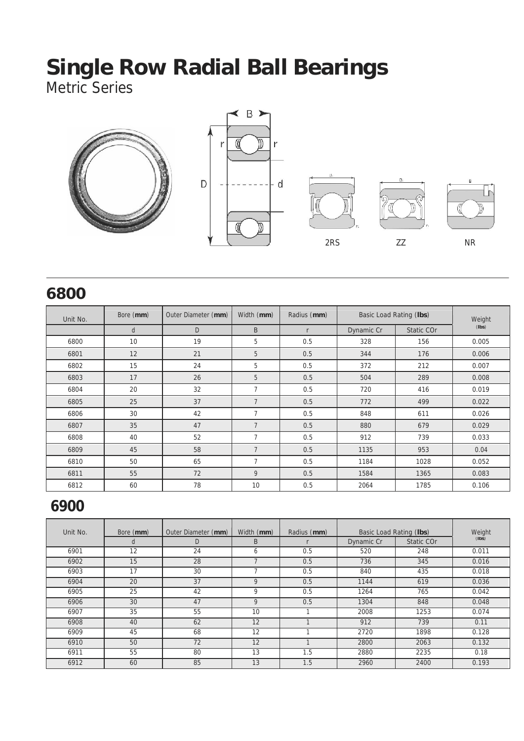# Single Row Radial Ball Bearings

Metric Series

2RS ZZ NR

## 6800

| Unit No. | Bore (**mm**) | Outer Diameter (**mm**) | Width (**mm**) | Radius (**mm**) | Basic Load Rating (**lbs**) | | Weight (**lbs**) |
|---|---|---|---|---|---|---|---|
| | d | D | B | r | Dynamic Cr | Static COr | |
| 6800 | 10 | 19 | 5 | 0.5 | 328 | 156 | 0.005 |
| 6801 | 12 | 21 | 5 | 0.5 | 344 | 176 | 0.006 |
| 6802 | 15 | 24 | 5 | 0.5 | 372 | 212 | 0.007 |
| 6803 | 17 | 26 | 5 | 0.5 | 504 | 289 | 0.008 |
| 6804 | 20 | 32 | 7 | 0.5 | 720 | 416 | 0.019 |
| 6805 | 25 | 37 | 7 | 0.5 | 772 | 499 | 0.022 |
| 6806 | 30 | 42 | 7 | 0.5 | 848 | 611 | 0.026 |
| 6807 | 35 | 47 | 7 | 0.5 | 880 | 679 | 0.029 |
| 6808 | 40 | 52 | 7 | 0.5 | 912 | 739 | 0.033 |
| 6809 | 45 | 58 | 7 | 0.5 | 1135 | 953 | 0.04 |
| 6810 | 50 | 65 | 7 | 0.5 | 1184 | 1028 | 0.052 |
| 6811 | 55 | 72 | 9 | 0.5 | 1584 | 1365 | 0.083 |
| 6812 | 60 | 78 | 10 | 0.5 | 2064 | 1785 | 0.106 |

## 6900

| Unit No. | Bore (**mm**) | Outer Diameter (**mm**) | Width (**mm**) | Radius (**mm**) | Basic Load Rating (**lbs**) | | Weight (**lbs**) |
|---|---|---|---|---|---|---|---|
| | d | D | B | r | Dynamic Cr | Static COr | |
| 6901 | 12 | 24 | 6 | 0.5 | 520 | 248 | 0.011 |
| 6902 | 15 | 28 | 7 | 0.5 | 736 | 345 | 0.016 |
| 6903 | 17 | 30 | 7 | 0.5 | 840 | 435 | 0.018 |
| 6904 | 20 | 37 | 9 | 0.5 | 1144 | 619 | 0.036 |
| 6905 | 25 | 42 | 9 | 0.5 | 1264 | 765 | 0.042 |
| 6906 | 30 | 47 | 9 | 0.5 | 1304 | 848 | 0.048 |
| 6907 | 35 | 55 | 10 | 1 | 2008 | 1253 | 0.074 |
| 6908 | 40 | 62 | 12 | 1 | 912 | 739 | 0.11 |
| 6909 | 45 | 68 | 12 | 1 | 2720 | 1898 | 0.128 |
| 6910 | 50 | 72 | 12 | 1 | 2800 | 2063 | 0.132 |
| 6911 | 55 | 80 | 13 | 1.5 | 2880 | 2235 | 0.18 |
| 6912 | 60 | 85 | 13 | 1.5 | 2960 | 2400 | 0.193 |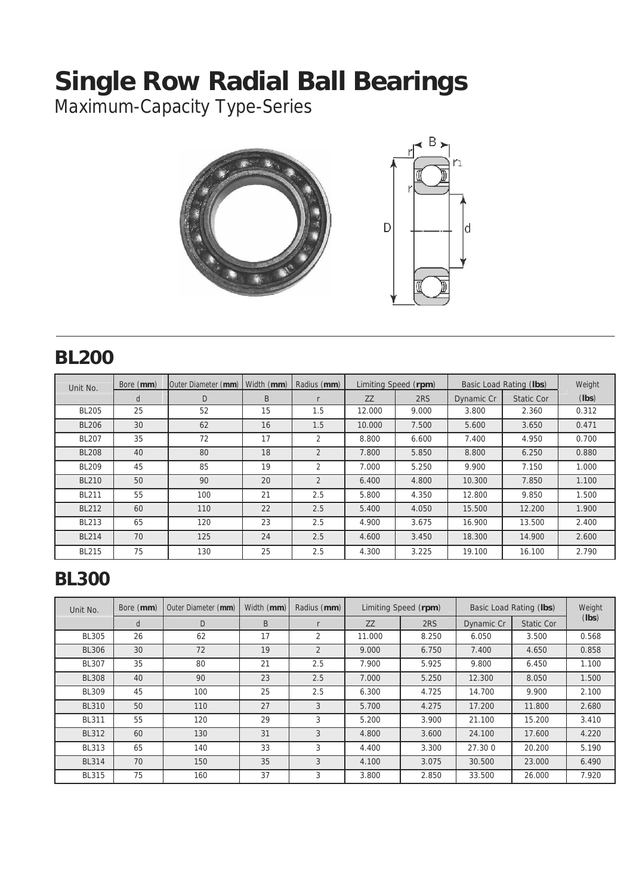# Single Row Radial Ball Bearings

Maximum-Capacity Type-Series

## BL200

| Unit No. | Bore (**mm**) | Outer Diameter (**mm**) | Width (**mm**) | Radius (**mm**) | Limiting Speed (**rpm**) | | Basic Load Rating (**lbs**) | | Weight |
|---|---|---|---|---|---|---|---|---|---|
| | d | D | B | r | ZZ | 2RS | Dynamic Cr | Static Cor | (**lbs**) |
| BL205 | 25 | 52 | 15 | 1.5 | 12.000 | 9.000 | 3.800 | 2.360 | 0.312 |
| BL206 | 30 | 62 | 16 | 1.5 | 10.000 | 7.500 | 5.600 | 3.650 | 0.471 |
| BL207 | 35 | 72 | 17 | 2 | 8.800 | 6.600 | 7.400 | 4.950 | 0.700 |
| BL208 | 40 | 80 | 18 | 2 | 7.800 | 5.850 | 8.800 | 6.250 | 0.880 |
| BL209 | 45 | 85 | 19 | 2 | 7.000 | 5.250 | 9.900 | 7.150 | 1.000 |
| BL210 | 50 | 90 | 20 | 2 | 6.400 | 4.800 | 10.300 | 7.850 | 1.100 |
| BL211 | 55 | 100 | 21 | 2.5 | 5.800 | 4.350 | 12.800 | 9.850 | 1.500 |
| BL212 | 60 | 110 | 22 | 2.5 | 5.400 | 4.050 | 15.500 | 12.200 | 1.900 |
| BL213 | 65 | 120 | 23 | 2.5 | 4.900 | 3.675 | 16.900 | 13.500 | 2.400 |
| BL214 | 70 | 125 | 24 | 2.5 | 4.600 | 3.450 | 18.300 | 14.900 | 2.600 |
| BL215 | 75 | 130 | 25 | 2.5 | 4.300 | 3.225 | 19.100 | 16.100 | 2.790 |

## BL300

| Unit No. | Bore (**mm**) | Outer Diameter (**mm**) | Width (**mm**) | Radius (**mm**) | Limiting Speed (**rpm**) | | Basic Load Rating (**lbs**) | | Weight (**lbs**) |
|---|---|---|---|---|---|---|---|---|---|
| | d | D | B | r | ZZ | 2RS | Dynamic Cr | Static Cor | |
| BL305 | 26 | 62 | 17 | 2 | 11.000 | 8.250 | 6.050 | 3.500 | 0.568 |
| BL306 | 30 | 72 | 19 | 2 | 9.000 | 6.750 | 7.400 | 4.650 | 0.858 |
| BL307 | 35 | 80 | 21 | 2.5 | 7.900 | 5.925 | 9.800 | 6.450 | 1.100 |
| BL308 | 40 | 90 | 23 | 2.5 | 7.000 | 5.250 | 12.300 | 8.050 | 1.500 |
| BL309 | 45 | 100 | 25 | 2.5 | 6.300 | 4.725 | 14.700 | 9.900 | 2.100 |
| BL310 | 50 | 110 | 27 | 3 | 5.700 | 4.275 | 17.200 | 11.800 | 2.680 |
| BL311 | 55 | 120 | 29 | 3 | 5.200 | 3.900 | 21.100 | 15.200 | 3.410 |
| BL312 | 60 | 130 | 31 | 3 | 4.800 | 3.600 | 24.100 | 17.600 | 4.220 |
| BL313 | 65 | 140 | 33 | 3 | 4.400 | 3.300 | 27.30 0 | 20.200 | 5.190 |
| BL314 | 70 | 150 | 35 | 3 | 4.100 | 3.075 | 30.500 | 23.000 | 6.490 |
| BL315 | 75 | 160 | 37 | 3 | 3.800 | 2.850 | 33.500 | 26.000 | 7.920 |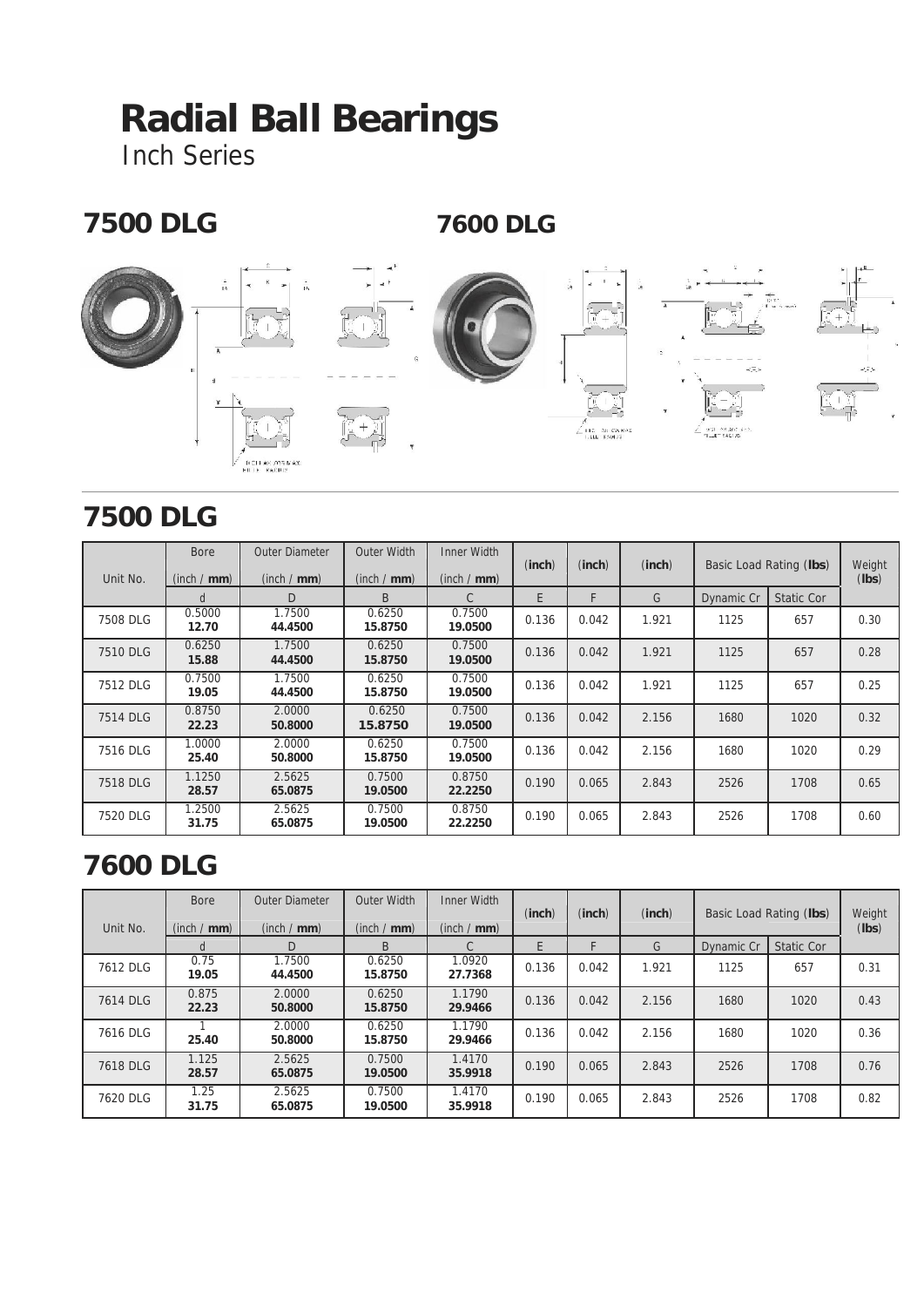# Radial Ball Bearings

Inch Series

## 7500 DLG

## 7600 DLG

## 7500 DLG

| Unit No. | Bore (inch / mm) | Outer Diameter (inch / mm) | Outer Width (inch / mm) | Inner Width (inch / mm) | (inch) | (inch) | (inch) | Basic Load Rating (lbs) | | Weight (lbs) |
|---|---|---|---|---|---|---|---|---|---|---|
| | d | D | B | C | E | F | G | Dynamic Cr | Static Cor | |
| 7508 DLG | 0.5000 **12.70** | 1.7500 **44.4500** | 0.6250 **15.8750** | 0.7500 **19.0500** | 0.136 | 0.042 | 1.921 | 1125 | 657 | 0.30 |
| 7510 DLG | 0.6250 **15.88** | 1.7500 **44.4500** | 0.6250 **15.8750** | 0.7500 **19.0500** | 0.136 | 0.042 | 1.921 | 1125 | 657 | 0.28 |
| 7512 DLG | 0.7500 **19.05** | 1.7500 **44.4500** | 0.6250 **15.8750** | 0.7500 **19.0500** | 0.136 | 0.042 | 1.921 | 1125 | 657 | 0.25 |
| 7514 DLG | 0.8750 **22.23** | 2.0000 **50.8000** | 0.6250 **15.8750** | 0.7500 **19.0500** | 0.136 | 0.042 | 2.156 | 1680 | 1020 | 0.32 |
| 7516 DLG | 1.0000 **25.40** | 2.0000 **50.8000** | 0.6250 **15.8750** | 0.7500 **19.0500** | 0.136 | 0.042 | 2.156 | 1680 | 1020 | 0.29 |
| 7518 DLG | 1.1250 **28.57** | 2.5625 **65.0875** | 0.7500 **19.0500** | 0.8750 **22.2250** | 0.190 | 0.065 | 2.843 | 2526 | 1708 | 0.65 |
| 7520 DLG | 1.2500 **31.75** | 2.5625 **65.0875** | 0.7500 **19.0500** | 0.8750 **22.2250** | 0.190 | 0.065 | 2.843 | 2526 | 1708 | 0.60 |

## 7600 DLG

| Unit No. | Bore (inch / mm) | Outer Diameter (inch / mm) | Outer Width (inch / mm) | Inner Width (inch / mm) | (inch) | (inch) | (inch) | Basic Load Rating (lbs) | | Weight (lbs) |
|---|---|---|---|---|---|---|---|---|---|---|
| | d | D | B | C | E | F | G | Dynamic Cr | Static Cor | |
| 7612 DLG | 0.75 **19.05** | 1.7500 **44.4500** | 0.6250 **15.8750** | 1.0920 **27.7368** | 0.136 | 0.042 | 1.921 | 1125 | 657 | 0.31 |
| 7614 DLG | 0.875 **22.23** | 2.0000 **50.8000** | 0.6250 **15.8750** | 1.1790 **29.9466** | 0.136 | 0.042 | 2.156 | 1680 | 1020 | 0.43 |
| 7616 DLG | 1 **25.40** | 2.0000 **50.8000** | 0.6250 **15.8750** | 1.1790 **29.9466** | 0.136 | 0.042 | 2.156 | 1680 | 1020 | 0.36 |
| 7618 DLG | 1.125 **28.57** | 2.5625 **65.0875** | 0.7500 **19.0500** | 1.4170 **35.9918** | 0.190 | 0.065 | 2.843 | 2526 | 1708 | 0.76 |
| 7620 DLG | 1.25 **31.75** | 2.5625 **65.0875** | 0.7500 **19.0500** | 1.4170 **35.9918** | 0.190 | 0.065 | 2.843 | 2526 | 1708 | 0.82 |